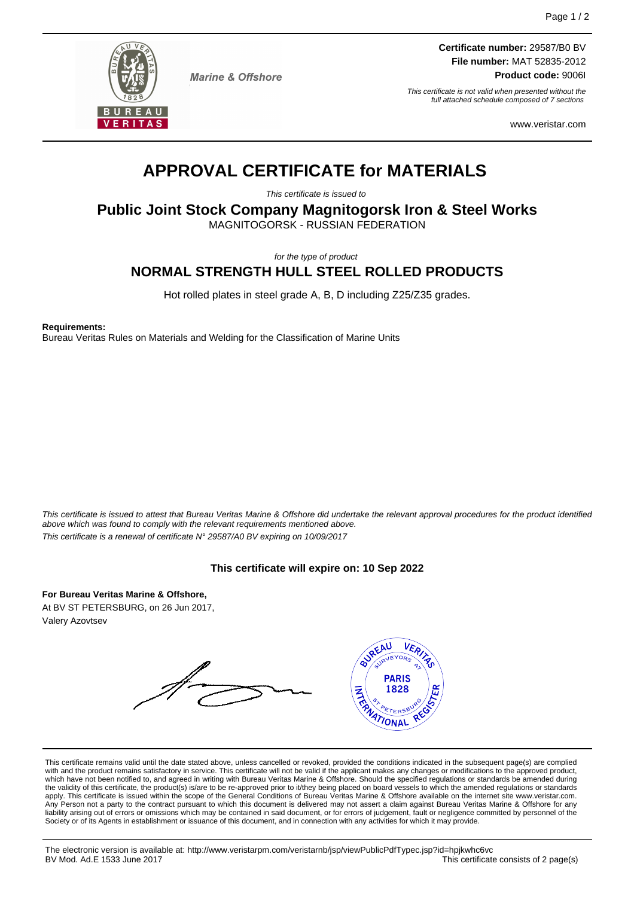Marine & Offshore

**Certificate number:** 29587/B0 BV
**File number:** MAT 52835-2012
**Product code:** 9006I

*This certificate is not valid when presented without the full attached schedule composed of 7 sections*

www.veristar.com

# APPROVAL CERTIFICATE for MATERIALS

*This certificate is issued to*

## Public Joint Stock Company Magnitogorsk Iron & Steel Works

MAGNITOGORSK - RUSSIAN FEDERATION

*for the type of product*

## NORMAL STRENGTH HULL STEEL ROLLED PRODUCTS

Hot rolled plates in steel grade A, B, D including Z25/Z35 grades.

**Requirements:**
Bureau Veritas Rules on Materials and Welding for the Classification of Marine Units

*This certificate is issued to attest that Bureau Veritas Marine & Offshore did undertake the relevant approval procedures for the product identified above which was found to comply with the relevant requirements mentioned above.*
*This certificate is a renewal of certificate N° 29587/A0 BV expiring on 10/09/2017*

**This certificate will expire on: 10 Sep 2022**

**For Bureau Veritas Marine & Offshore,**
At BV ST PETERSBURG, on 26 Jun 2017,
Valery Azovtsev

This certificate remains valid until the date stated above, unless cancelled or revoked, provided the conditions indicated in the subsequent page(s) are complied with and the product remains satisfactory in service. This certificate will not be valid if the applicant makes any changes or modifications to the approved product, which have not been notified to, and agreed in writing with Bureau Veritas Marine & Offshore. Should the specified regulations or standards be amended during the validity of this certificate, the product(s) is/are to be re-approved prior to it/they being placed on board vessels to which the amended regulations or standards apply. This certificate is issued within the scope of the General Conditions of Bureau Veritas Marine & Offshore available on the internet site www.veristar.com. Any Person not a party to the contract pursuant to which this document is delivered may not assert a claim against Bureau Veritas Marine & Offshore for any liability arising out of errors or omissions which may be contained in said document, or for errors of judgement, fault or negligence committed by personnel of the Society or of its Agents in establishment or issuance of this document, and in connection with any activities for which it may provide.

The electronic version is available at: http://www.veristarpm.com/veristarnb/jsp/viewPublicPdfTypec.jsp?id=hpjkwhc6vc
BV Mod. Ad.E 1533 June 2017

This certificate consists of 2 page(s)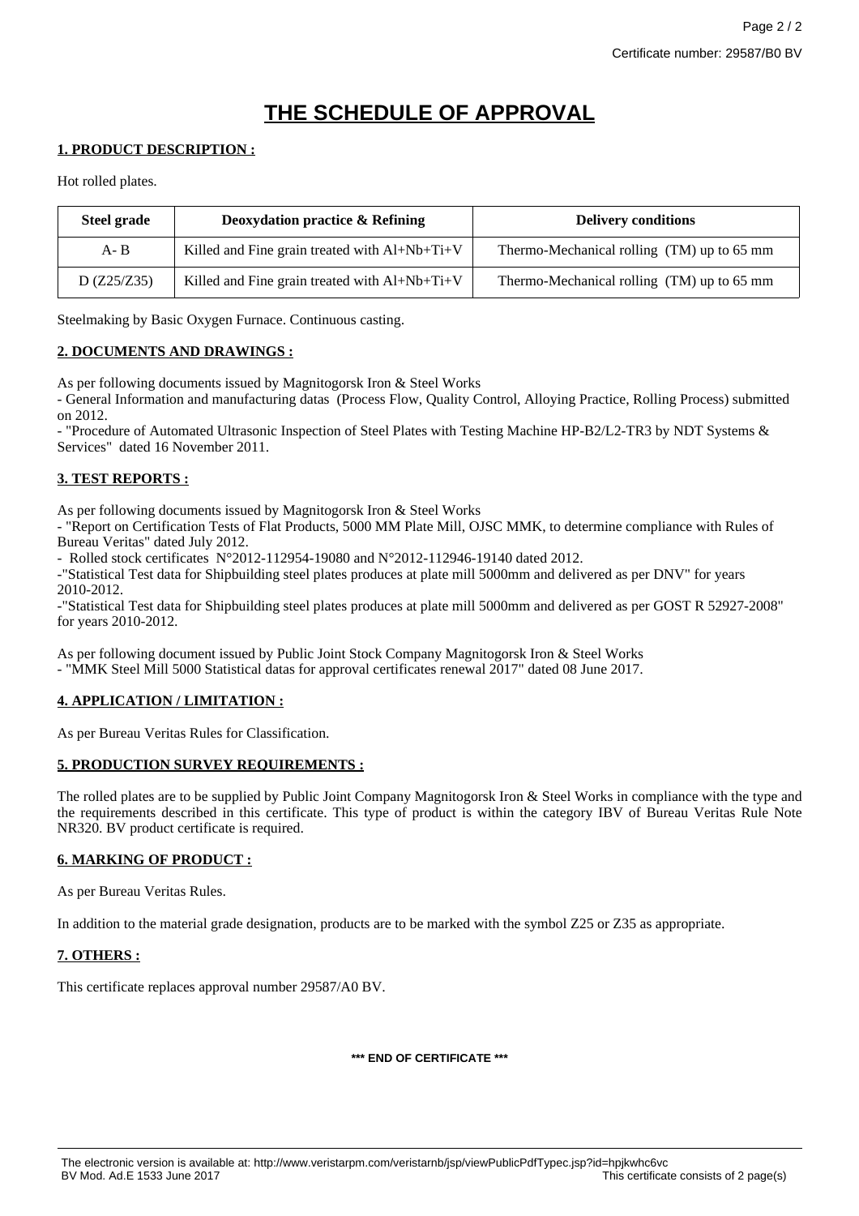Certificate number: 29587/B0 BV

# THE SCHEDULE OF APPROVAL

## 1. PRODUCT DESCRIPTION :

Hot rolled plates.

| Steel grade | Deoxydation practice & Refining | Delivery conditions |
|---|---|---|
| A- B | Killed and Fine grain treated with Al+Nb+Ti+V | Thermo-Mechanical rolling (TM) up to 65 mm |
| D (Z25/Z35) | Killed and Fine grain treated with Al+Nb+Ti+V | Thermo-Mechanical rolling (TM) up to 65 mm |

Steelmaking by Basic Oxygen Furnace. Continuous casting.

## 2. DOCUMENTS AND DRAWINGS :

As per following documents issued by Magnitogorsk Iron & Steel Works
- General Information and manufacturing datas (Process Flow, Quality Control, Alloying Practice, Rolling Process) submitted on 2012.
- "Procedure of Automated Ultrasonic Inspection of Steel Plates with Testing Machine HP-B2/L2-TR3 by NDT Systems & Services" dated 16 November 2011.

## 3. TEST REPORTS :

As per following documents issued by Magnitogorsk Iron & Steel Works
- "Report on Certification Tests of Flat Products, 5000 MM Plate Mill, OJSC MMK, to determine compliance with Rules of Bureau Veritas" dated July 2012.
- Rolled stock certificates N°2012-112954-19080 and N°2012-112946-19140 dated 2012.
-"Statistical Test data for Shipbuilding steel plates produces at plate mill 5000mm and delivered as per DNV" for years 2010-2012.
-"Statistical Test data for Shipbuilding steel plates produces at plate mill 5000mm and delivered as per GOST R 52927-2008" for years 2010-2012.

As per following document issued by Public Joint Stock Company Magnitogorsk Iron & Steel Works
- "MMK Steel Mill 5000 Statistical datas for approval certificates renewal 2017" dated 08 June 2017.

## 4. APPLICATION / LIMITATION :

As per Bureau Veritas Rules for Classification.

## 5. PRODUCTION SURVEY REQUIREMENTS :

The rolled plates are to be supplied by Public Joint Company Magnitogorsk Iron & Steel Works in compliance with the type and the requirements described in this certificate. This type of product is within the category IBV of Bureau Veritas Rule Note NR320. BV product certificate is required.

## 6. MARKING OF PRODUCT :

As per Bureau Veritas Rules.

In addition to the material grade designation, products are to be marked with the symbol Z25 or Z35 as appropriate.

## 7. OTHERS :

This certificate replaces approval number 29587/A0 BV.

**\*\*\* END OF CERTIFICATE \*\*\***

The electronic version is available at: http://www.veristarpm.com/veristarnb/jsp/viewPublicPdfTypec.jsp?id=hpjkwhc6vc
BV Mod. Ad.E 1533 June 2017 — This certificate consists of 2 page(s)